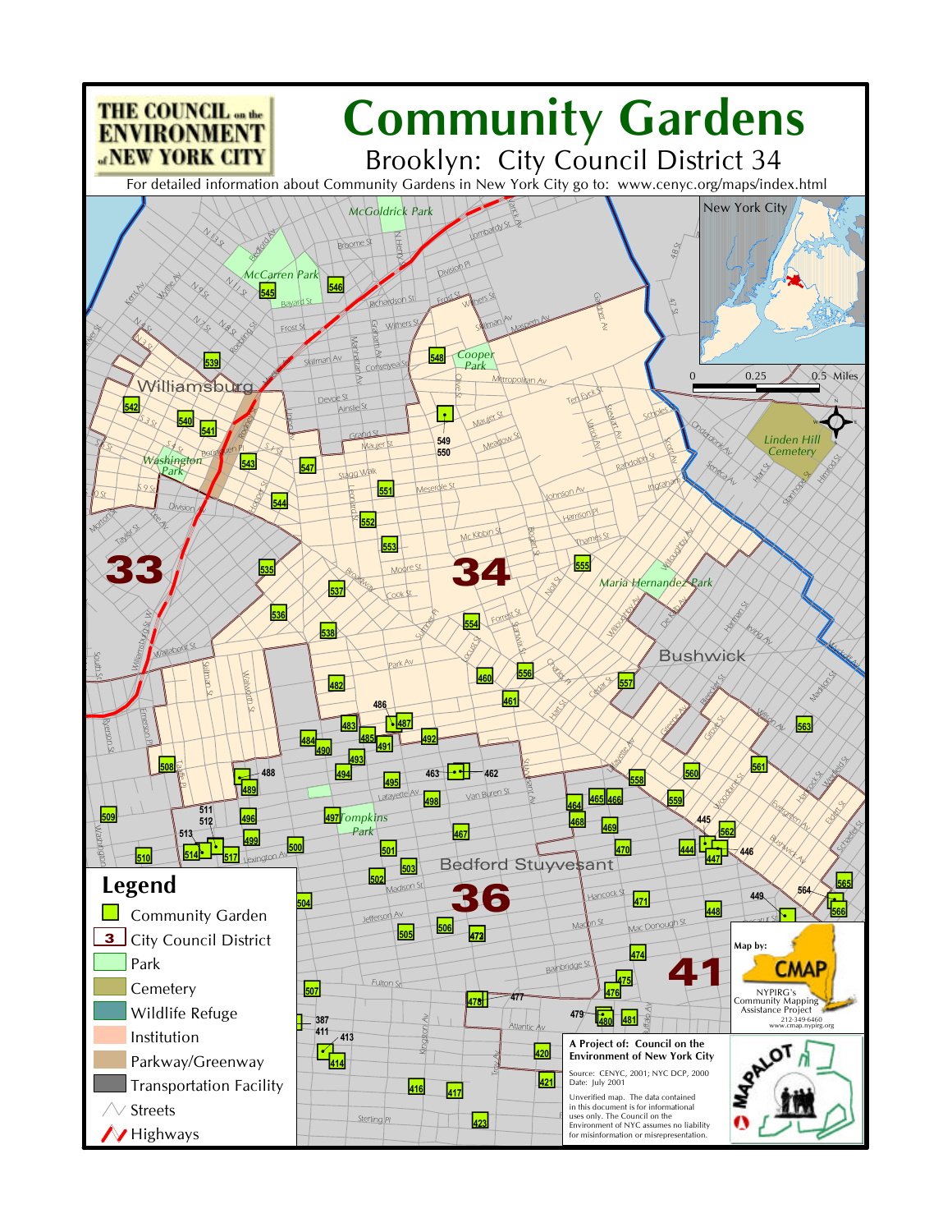THE COUNCIL on the ENVIRONMENT of NEW YORK CITY

# Community Gardens

## Brooklyn: City Council District 34

For detailed information about Community Gardens in New York City go to: www.cenyc.org/maps/index.html

## Legend

- Community Garden
- City Council District
- Park
- Cemetery
- Wildlife Refuge
- Institution
- Parkway/Greenway
- Transportation Facility
- Streets
- Highways

Map by: CMAP
NYPIRG's Community Mapping Assistance Project
212-349-6460
www.cmap.nypirg.org

**A Project of: Council on the Environment of New York City**

Source: CENYC, 2001; NYC DCP, 2000
Date: July 2001

Unverified map. The data contained in this document is for informational uses only. The Council on the Environment of NYC assumes no liability for misinformation or misrepresentation.

MAPALOT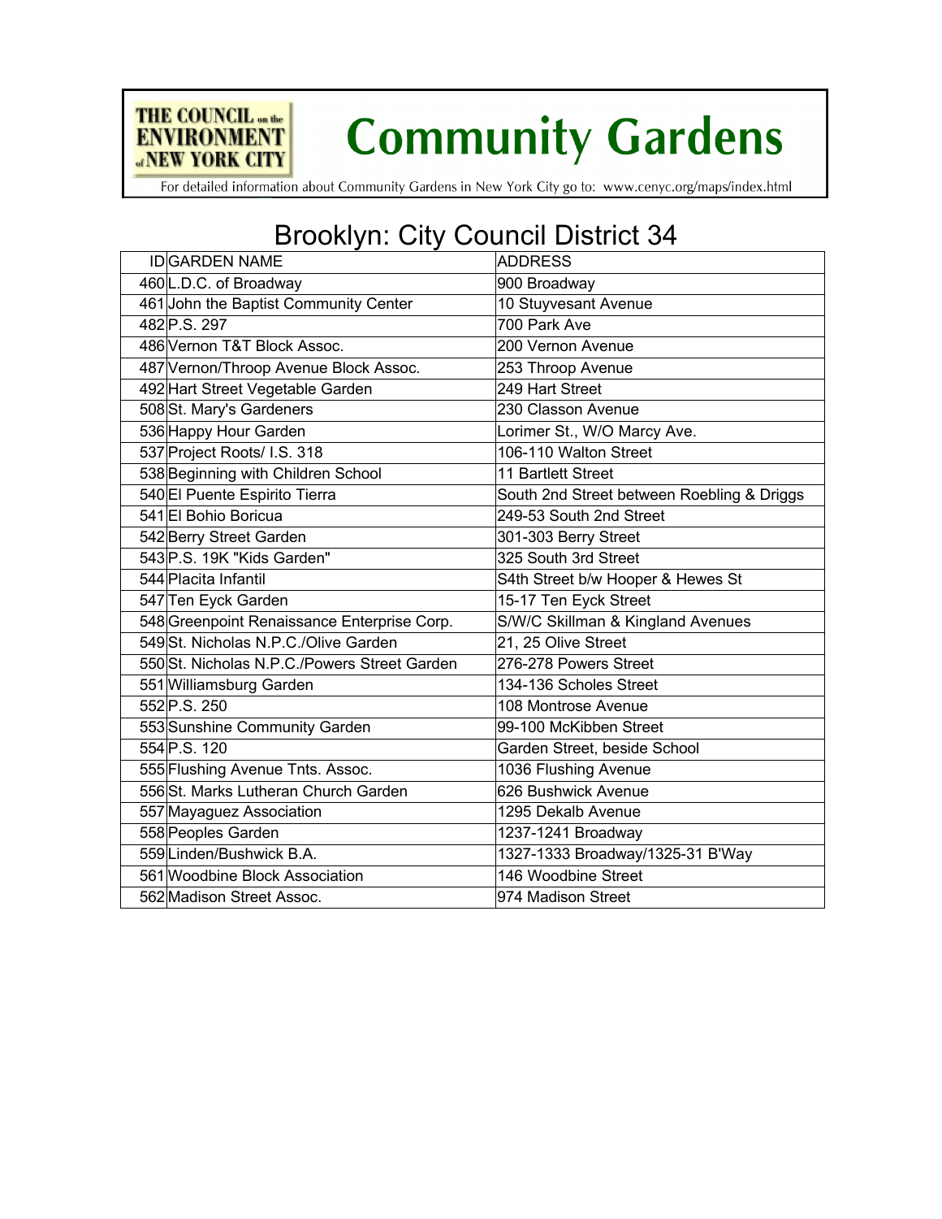THE COUNCIL on the ENVIRONMENT of NEW YORK CITY

# Community Gardens

For detailed information about Community Gardens in New York City go to: www.cenyc.org/maps/index.html

## Brooklyn: City Council District 34

| ID | GARDEN NAME | ADDRESS |
|---|---|---|
| 460 | L.D.C. of Broadway | 900 Broadway |
| 461 | John the Baptist Community Center | 10 Stuyvesant Avenue |
| 482 | P.S. 297 | 700 Park Ave |
| 486 | Vernon T&T Block Assoc. | 200 Vernon Avenue |
| 487 | Vernon/Throop Avenue Block Assoc. | 253 Throop Avenue |
| 492 | Hart Street Vegetable Garden | 249 Hart Street |
| 508 | St. Mary's Gardeners | 230 Classon Avenue |
| 536 | Happy Hour Garden | Lorimer St., W/O Marcy Ave. |
| 537 | Project Roots/ I.S. 318 | 106-110 Walton Street |
| 538 | Beginning with Children School | 11 Bartlett Street |
| 540 | El Puente Espirito Tierra | South 2nd Street between Roebling & Driggs |
| 541 | El Bohio Boricua | 249-53 South 2nd Street |
| 542 | Berry Street Garden | 301-303 Berry Street |
| 543 | P.S. 19K "Kids Garden" | 325 South 3rd Street |
| 544 | Placita Infantil | S4th Street b/w Hooper & Hewes St |
| 547 | Ten Eyck Garden | 15-17 Ten Eyck Street |
| 548 | Greenpoint Renaissance Enterprise Corp. | S/W/C Skillman & Kingland Avenues |
| 549 | St. Nicholas N.P.C./Olive Garden | 21, 25 Olive Street |
| 550 | St. Nicholas N.P.C./Powers Street Garden | 276-278 Powers Street |
| 551 | Williamsburg Garden | 134-136 Scholes Street |
| 552 | P.S. 250 | 108 Montrose Avenue |
| 553 | Sunshine Community Garden | 99-100 McKibben Street |
| 554 | P.S. 120 | Garden Street, beside School |
| 555 | Flushing Avenue Tnts. Assoc. | 1036 Flushing Avenue |
| 556 | St. Marks Lutheran Church Garden | 626 Bushwick Avenue |
| 557 | Mayaguez Association | 1295 Dekalb Avenue |
| 558 | Peoples Garden | 1237-1241 Broadway |
| 559 | Linden/Bushwick B.A. | 1327-1333 Broadway/1325-31 B'Way |
| 561 | Woodbine Block Association | 146 Woodbine Street |
| 562 | Madison Street Assoc. | 974 Madison Street |